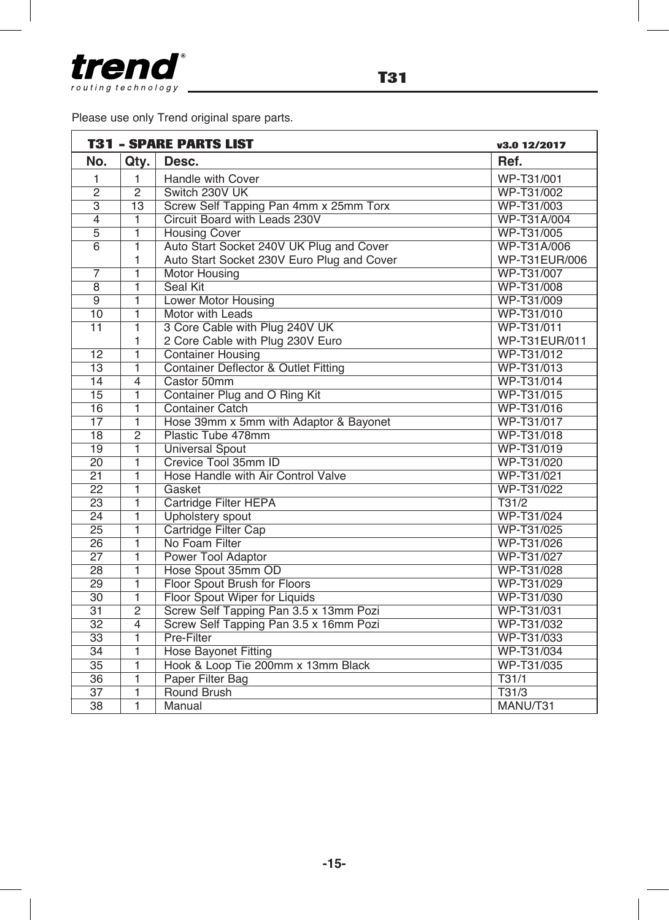Please use only Trend original spare parts.

**T31 - SPARE PARTS LIST** **v3.0 12/2017**

| No. | Qty. | Desc. | Ref. |
|---|---|---|---|
| 1 | 1 | Handle with Cover | WP-T31/001 |
| 2 | 2 | Switch 230V UK | WP-T31/002 |
| 3 | 13 | Screw Self Tapping Pan 4mm x 25mm Torx | WP-T31/003 |
| 4 | 1 | Circuit Board with Leads 230V | WP-T31A/004 |
| 5 | 1 | Housing Cover | WP-T31/005 |
| 6 | 1 | Auto Start Socket 240V UK Plug and Cover | WP-T31A/006 |
| | 1 | Auto Start Socket 230V Euro Plug and Cover | WP-T31EUR/006 |
| 7 | 1 | Motor Housing | WP-T31/007 |
| 8 | 1 | Seal Kit | WP-T31/008 |
| 9 | 1 | Lower Motor Housing | WP-T31/009 |
| 10 | 1 | Motor with Leads | WP-T31/010 |
| 11 | 1 | 3 Core Cable with Plug 240V UK | WP-T31/011 |
| | 1 | 2 Core Cable with Plug 230V Euro | WP-T31EUR/011 |
| 12 | 1 | Container Housing | WP-T31/012 |
| 13 | 1 | Container Deflector & Outlet Fitting | WP-T31/013 |
| 14 | 4 | Castor 50mm | WP-T31/014 |
| 15 | 1 | Container Plug and O Ring Kit | WP-T31/015 |
| 16 | 1 | Container Catch | WP-T31/016 |
| 17 | 1 | Hose 39mm x 5mm with Adaptor & Bayonet | WP-T31/017 |
| 18 | 2 | Plastic Tube 478mm | WP-T31/018 |
| 19 | 1 | Universal Spout | WP-T31/019 |
| 20 | 1 | Crevice Tool 35mm ID | WP-T31/020 |
| 21 | 1 | Hose Handle with Air Control Valve | WP-T31/021 |
| 22 | 1 | Gasket | WP-T31/022 |
| 23 | 1 | Cartridge Filter HEPA | T31/2 |
| 24 | 1 | Upholstery spout | WP-T31/024 |
| 25 | 1 | Cartridge Filter Cap | WP-T31/025 |
| 26 | 1 | No Foam Filter | WP-T31/026 |
| 27 | 1 | Power Tool Adaptor | WP-T31/027 |
| 28 | 1 | Hose Spout 35mm OD | WP-T31/028 |
| 29 | 1 | Floor Spout Brush for Floors | WP-T31/029 |
| 30 | 1 | Floor Spout Wiper for Liquids | WP-T31/030 |
| 31 | 2 | Screw Self Tapping Pan 3.5 x 13mm Pozi | WP-T31/031 |
| 32 | 4 | Screw Self Tapping Pan 3.5 x 16mm Pozi | WP-T31/032 |
| 33 | 1 | Pre-Filter | WP-T31/033 |
| 34 | 1 | Hose Bayonet Fitting | WP-T31/034 |
| 35 | 1 | Hook & Loop Tie 200mm x 13mm Black | WP-T31/035 |
| 36 | 1 | Paper Filter Bag | T31/1 |
| 37 | 1 | Round Brush | T31/3 |
| 38 | 1 | Manual | MANU/T31 |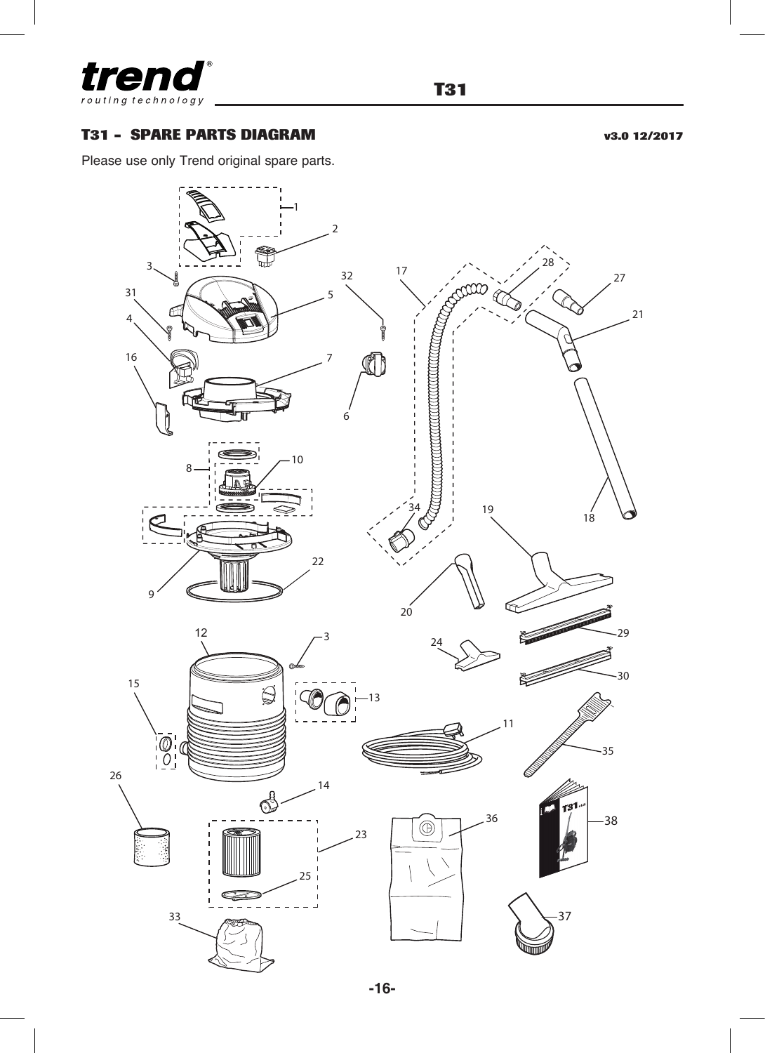## T31 - SPARE PARTS DIAGRAM

v3.0 12/2017

Please use only Trend original spare parts.

1
2
3
32
17
28
27
31
5
21
4
16
7
6
8
10
34
19
18
22
9
20
12
3
24
29
30
15
13
11
35
26
14
36
38
23
25
33
37